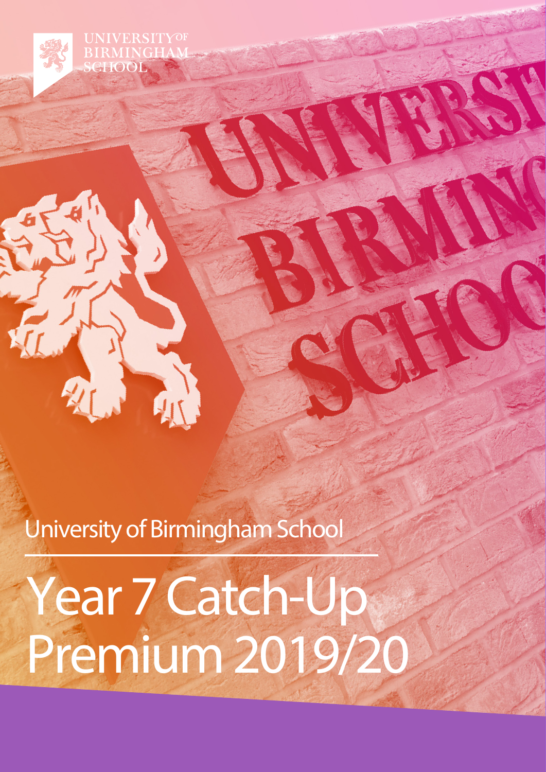UNIVERSITY OF BIRMINGHAM SCHOOL

University of Birmingham School

# Year 7 Catch-Up Premium 2019/20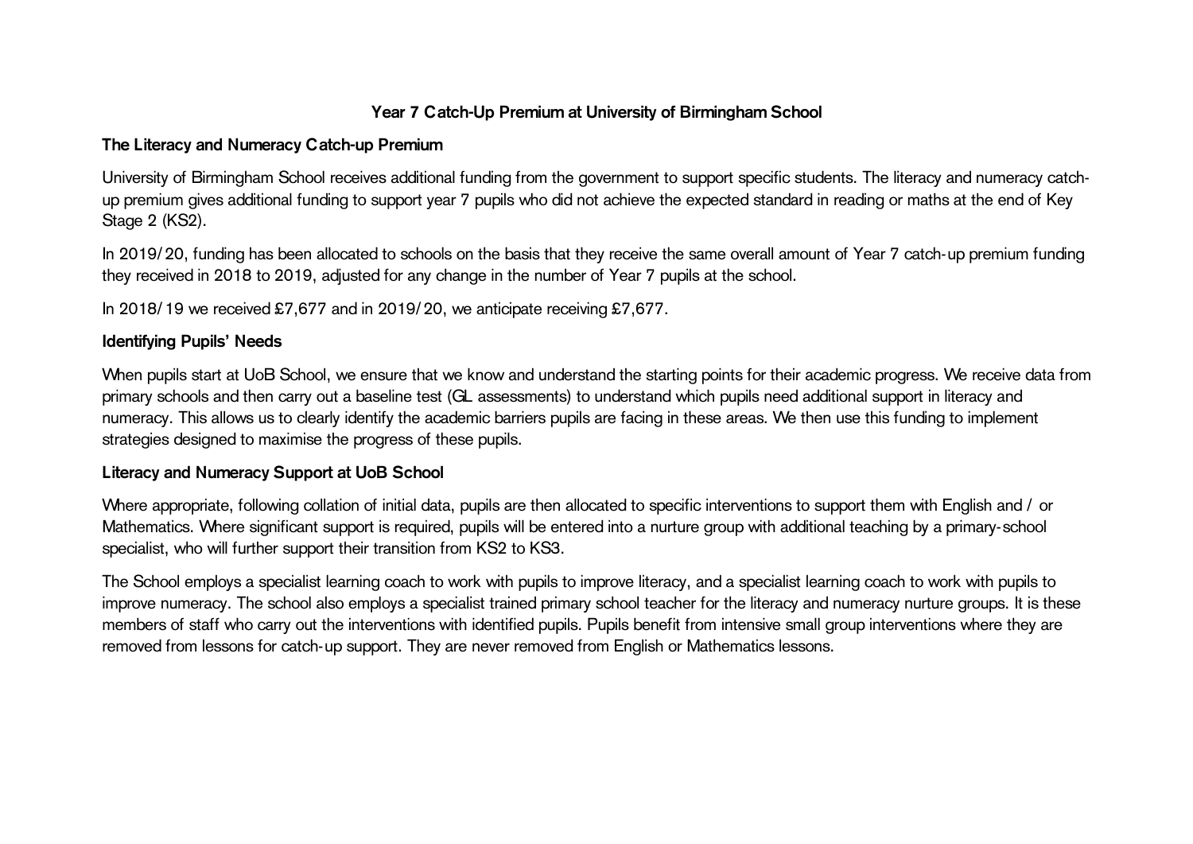# Year 7 Catch-Up Premium at University of Birmingham School

## The Literacy and Numeracy Catch-up Premium

University of Birmingham School receives additional funding from the government to support specific students. The literacy and numeracy catch-up premium gives additional funding to support year 7 pupils who did not achieve the expected standard in reading or maths at the end of Key Stage 2 (KS2).

In 2019/20, funding has been allocated to schools on the basis that they receive the same overall amount of Year 7 catch-up premium funding they received in 2018 to 2019, adjusted for any change in the number of Year 7 pupils at the school.

In 2018/19 we received £7,677 and in 2019/20, we anticipate receiving £7,677.

## Identifying Pupils' Needs

When pupils start at UoB School, we ensure that we know and understand the starting points for their academic progress. We receive data from primary schools and then carry out a baseline test (GL assessments) to understand which pupils need additional support in literacy and numeracy. This allows us to clearly identify the academic barriers pupils are facing in these areas. We then use this funding to implement strategies designed to maximise the progress of these pupils.

## Literacy and Numeracy Support at UoB School

Where appropriate, following collation of initial data, pupils are then allocated to specific interventions to support them with English and / or Mathematics. Where significant support is required, pupils will be entered into a nurture group with additional teaching by a primary-school specialist, who will further support their transition from KS2 to KS3.

The School employs a specialist learning coach to work with pupils to improve literacy, and a specialist learning coach to work with pupils to improve numeracy. The school also employs a specialist trained primary school teacher for the literacy and numeracy nurture groups. It is these members of staff who carry out the interventions with identified pupils. Pupils benefit from intensive small group interventions where they are removed from lessons for catch-up support. They are never removed from English or Mathematics lessons.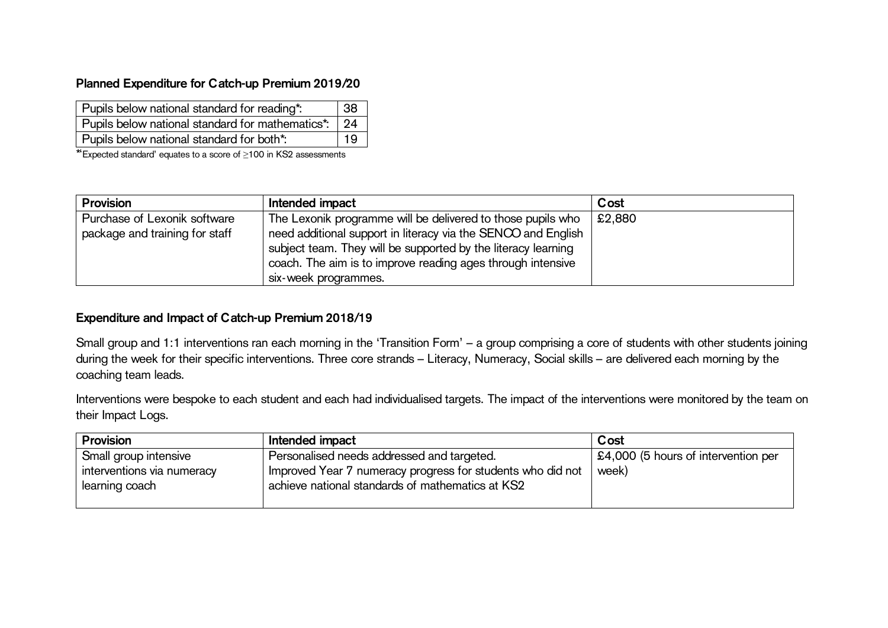**Planned Expenditure for Catch-up Premium 2019/20**

| Pupils below national standard for reading*: | 38 |
|---|---|
| Pupils below national standard for mathematics*: | 24 |
| Pupils below national standard for both*: | 19 |

*'Expected standard' equates to a score of ≥100 in KS2 assessments

| Provision | Intended impact | Cost |
|---|---|---|
| Purchase of Lexonik software package and training for staff | The Lexonik programme will be delivered to those pupils who need additional support in literacy via the SENCO and English subject team. They will be supported by the literacy learning coach. The aim is to improve reading ages through intensive six-week programmes. | £2,880 |

**Expenditure and Impact of Catch-up Premium 2018/19**

Small group and 1:1 interventions ran each morning in the 'Transition Form' – a group comprising a core of students with other students joining during the week for their specific interventions. Three core strands – Literacy, Numeracy, Social skills – are delivered each morning by the coaching team leads.

Interventions were bespoke to each student and each had individualised targets. The impact of the interventions were monitored by the team on their Impact Logs.

| Provision | Intended impact | Cost |
|---|---|---|
| Small group intensive interventions via numeracy learning coach | Personalised needs addressed and targeted.<br>Improved Year 7 numeracy progress for students who did not achieve national standards of mathematics at KS2 | £4,000 (5 hours of intervention per week) |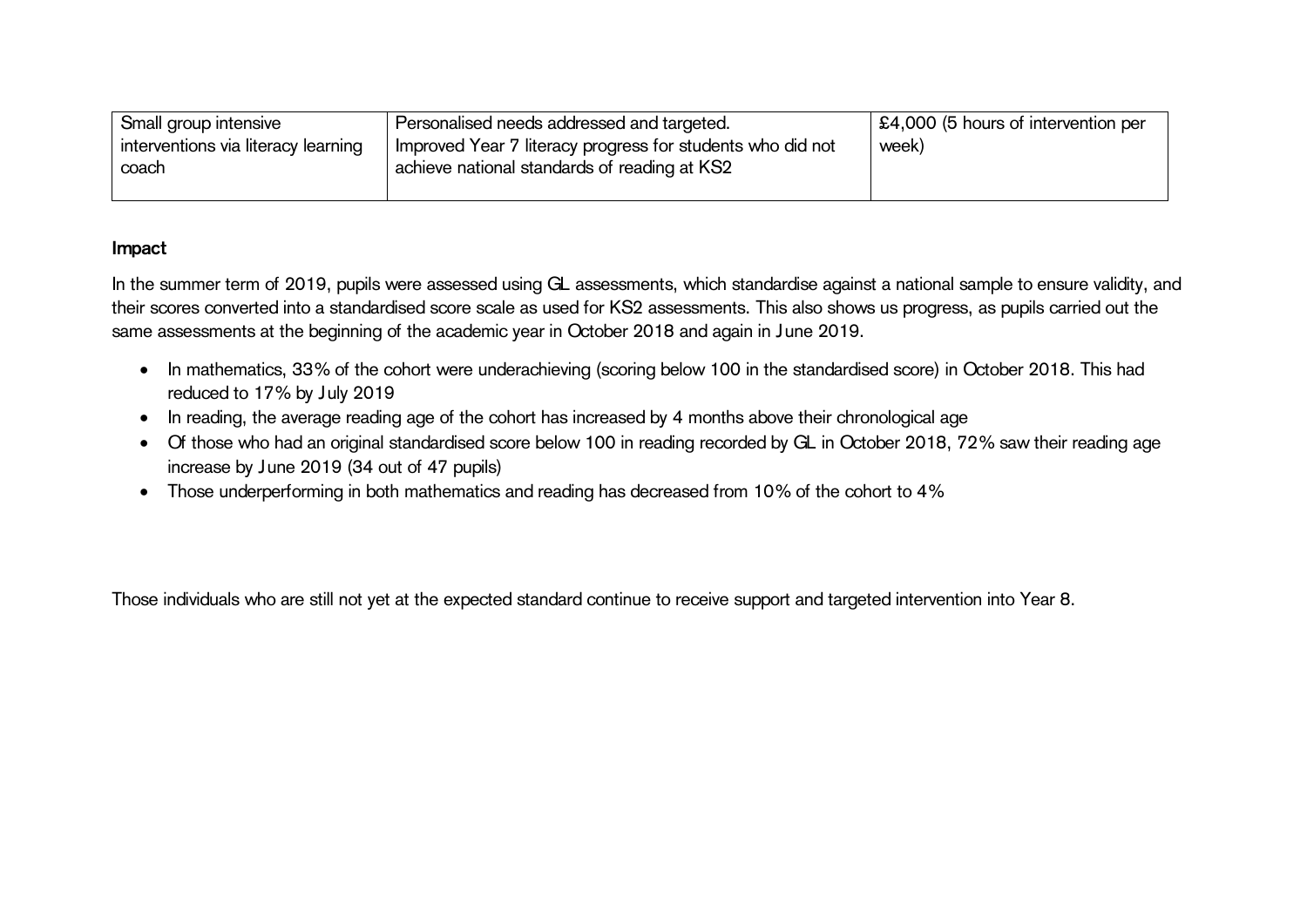| | | |
|---|---|---|
| Small group intensive interventions via literacy learning coach | Personalised needs addressed and targeted.<br>Improved Year 7 literacy progress for students who did not achieve national standards of reading at KS2 | £4,000 (5 hours of intervention per week) |

**Impact**

In the summer term of 2019, pupils were assessed using GL assessments, which standardise against a national sample to ensure validity, and their scores converted into a standardised score scale as used for KS2 assessments. This also shows us progress, as pupils carried out the same assessments at the beginning of the academic year in October 2018 and again in June 2019.

- In mathematics, 33% of the cohort were underachieving (scoring below 100 in the standardised score) in October 2018. This had reduced to 17% by July 2019
- In reading, the average reading age of the cohort has increased by 4 months above their chronological age
- Of those who had an original standardised score below 100 in reading recorded by GL in October 2018, 72% saw their reading age increase by June 2019 (34 out of 47 pupils)
- Those underperforming in both mathematics and reading has decreased from 10% of the cohort to 4%

Those individuals who are still not yet at the expected standard continue to receive support and targeted intervention into Year 8.